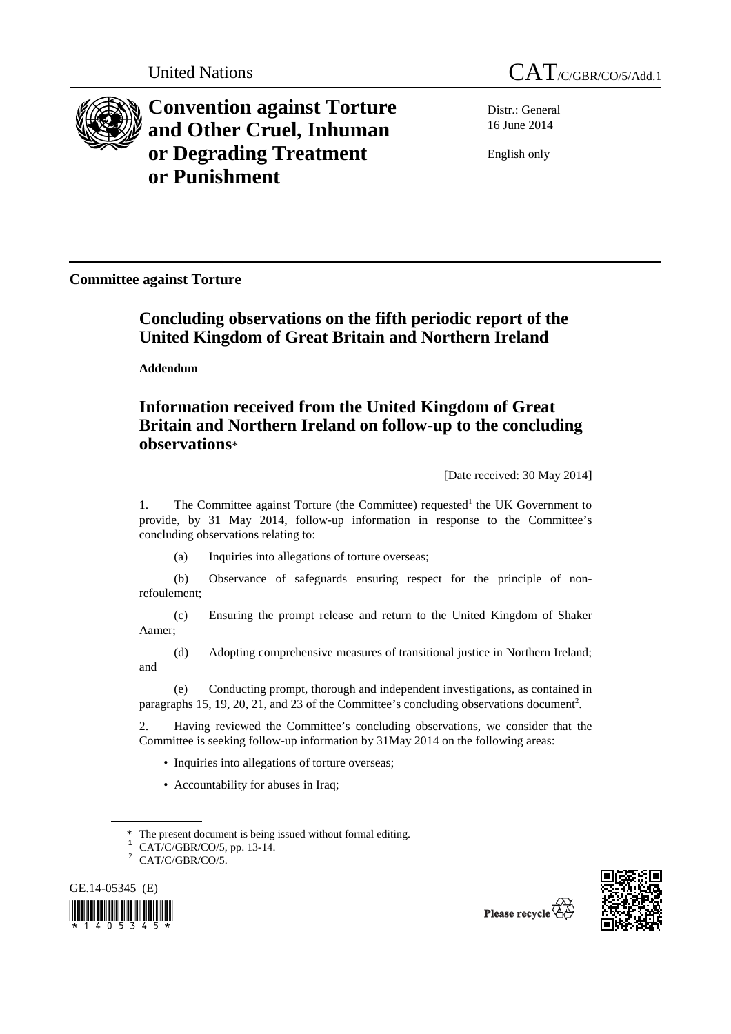United Nations

CAT/C/GBR/CO/5/Add.1

# Convention against Torture and Other Cruel, Inhuman or Degrading Treatment or Punishment

Distr.: General
16 June 2014

English only

**Committee against Torture**

## Concluding observations on the fifth periodic report of the United Kingdom of Great Britain and Northern Ireland

**Addendum**

## Information received from the United Kingdom of Great Britain and Northern Ireland on follow-up to the concluding observations*

[Date received: 30 May 2014]

1. The Committee against Torture (the Committee) requested[1] the UK Government to provide, by 31 May 2014, follow-up information in response to the Committee's concluding observations relating to:

(a) Inquiries into allegations of torture overseas;

(b) Observance of safeguards ensuring respect for the principle of non-refoulement;

(c) Ensuring the prompt release and return to the United Kingdom of Shaker Aamer;

(d) Adopting comprehensive measures of transitional justice in Northern Ireland; and

(e) Conducting prompt, thorough and independent investigations, as contained in paragraphs 15, 19, 20, 21, and 23 of the Committee's concluding observations document[2].

2. Having reviewed the Committee's concluding observations, we consider that the Committee is seeking follow-up information by 31May 2014 on the following areas:

- Inquiries into allegations of torture overseas;
- Accountability for abuses in Iraq;

\* The present document is being issued without formal editing.
[1] CAT/C/GBR/CO/5, pp. 13-14.
[2] CAT/C/GBR/CO/5.

GE.14-05345 (E)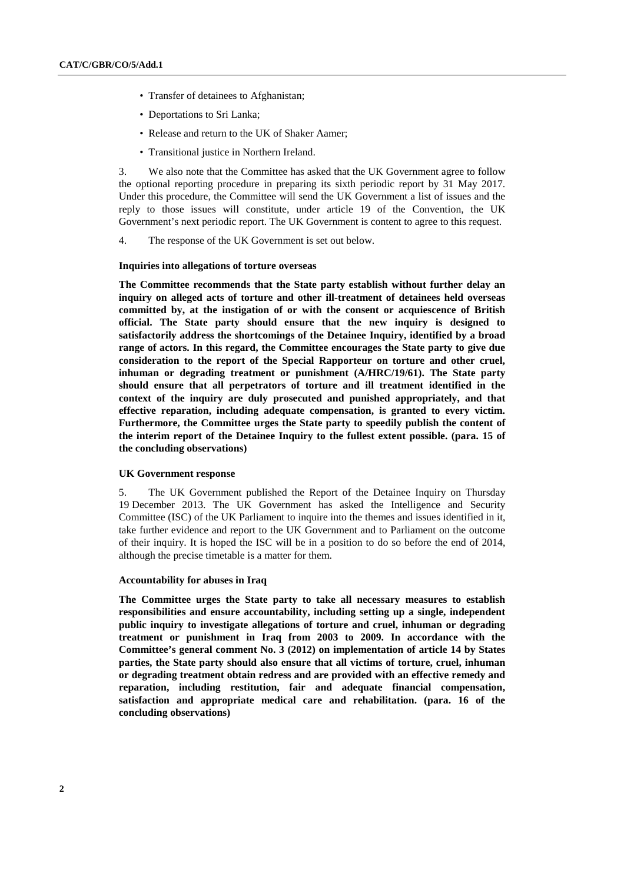- Transfer of detainees to Afghanistan;
- Deportations to Sri Lanka;
- Release and return to the UK of Shaker Aamer;
- Transitional justice in Northern Ireland.

3. We also note that the Committee has asked that the UK Government agree to follow the optional reporting procedure in preparing its sixth periodic report by 31 May 2017. Under this procedure, the Committee will send the UK Government a list of issues and the reply to those issues will constitute, under article 19 of the Convention, the UK Government's next periodic report. The UK Government is content to agree to this request.

4. The response of the UK Government is set out below.

#### Inquiries into allegations of torture overseas

**The Committee recommends that the State party establish without further delay an inquiry on alleged acts of torture and other ill-treatment of detainees held overseas committed by, at the instigation of or with the consent or acquiescence of British official. The State party should ensure that the new inquiry is designed to satisfactorily address the shortcomings of the Detainee Inquiry, identified by a broad range of actors. In this regard, the Committee encourages the State party to give due consideration to the report of the Special Rapporteur on torture and other cruel, inhuman or degrading treatment or punishment (A/HRC/19/61). The State party should ensure that all perpetrators of torture and ill treatment identified in the context of the inquiry are duly prosecuted and punished appropriately, and that effective reparation, including adequate compensation, is granted to every victim. Furthermore, the Committee urges the State party to speedily publish the content of the interim report of the Detainee Inquiry to the fullest extent possible. (para. 15 of the concluding observations)**

#### UK Government response

5. The UK Government published the Report of the Detainee Inquiry on Thursday 19 December 2013. The UK Government has asked the Intelligence and Security Committee (ISC) of the UK Parliament to inquire into the themes and issues identified in it, take further evidence and report to the UK Government and to Parliament on the outcome of their inquiry. It is hoped the ISC will be in a position to do so before the end of 2014, although the precise timetable is a matter for them.

#### Accountability for abuses in Iraq

**The Committee urges the State party to take all necessary measures to establish responsibilities and ensure accountability, including setting up a single, independent public inquiry to investigate allegations of torture and cruel, inhuman or degrading treatment or punishment in Iraq from 2003 to 2009. In accordance with the Committee's general comment No. 3 (2012) on implementation of article 14 by States parties, the State party should also ensure that all victims of torture, cruel, inhuman or degrading treatment obtain redress and are provided with an effective remedy and reparation, including restitution, fair and adequate financial compensation, satisfaction and appropriate medical care and rehabilitation. (para. 16 of the concluding observations)**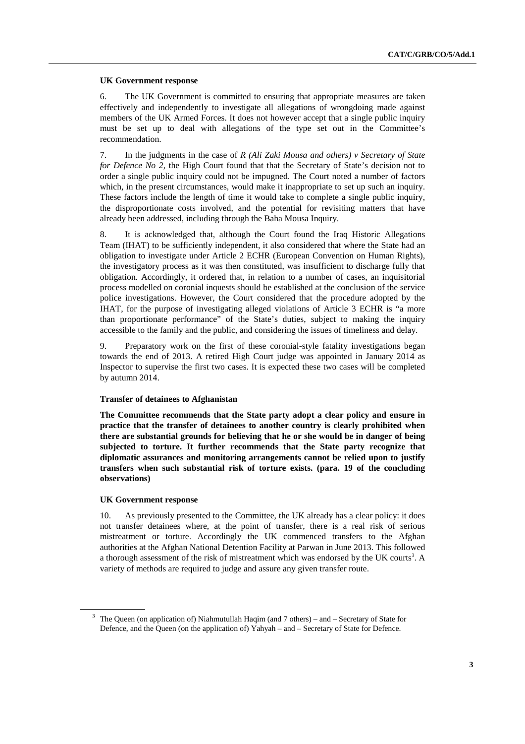#### UK Government response

6. The UK Government is committed to ensuring that appropriate measures are taken effectively and independently to investigate all allegations of wrongdoing made against members of the UK Armed Forces. It does not however accept that a single public inquiry must be set up to deal with allegations of the type set out in the Committee's recommendation.

7. In the judgments in the case of *R (Ali Zaki Mousa and others) v Secretary of State for Defence No 2*, the High Court found that that the Secretary of State's decision not to order a single public inquiry could not be impugned. The Court noted a number of factors which, in the present circumstances, would make it inappropriate to set up such an inquiry. These factors include the length of time it would take to complete a single public inquiry, the disproportionate costs involved, and the potential for revisiting matters that have already been addressed, including through the Baha Mousa Inquiry.

8. It is acknowledged that, although the Court found the Iraq Historic Allegations Team (IHAT) to be sufficiently independent, it also considered that where the State had an obligation to investigate under Article 2 ECHR (European Convention on Human Rights), the investigatory process as it was then constituted, was insufficient to discharge fully that obligation. Accordingly, it ordered that, in relation to a number of cases, an inquisitorial process modelled on coronial inquests should be established at the conclusion of the service police investigations. However, the Court considered that the procedure adopted by the IHAT, for the purpose of investigating alleged violations of Article 3 ECHR is "a more than proportionate performance" of the State's duties, subject to making the inquiry accessible to the family and the public, and considering the issues of timeliness and delay.

9. Preparatory work on the first of these coronial-style fatality investigations began towards the end of 2013. A retired High Court judge was appointed in January 2014 as Inspector to supervise the first two cases. It is expected these two cases will be completed by autumn 2014.

#### Transfer of detainees to Afghanistan

**The Committee recommends that the State party adopt a clear policy and ensure in practice that the transfer of detainees to another country is clearly prohibited when there are substantial grounds for believing that he or she would be in danger of being subjected to torture. It further recommends that the State party recognize that diplomatic assurances and monitoring arrangements cannot be relied upon to justify transfers when such substantial risk of torture exists. (para. 19 of the concluding observations)**

#### UK Government response

10. As previously presented to the Committee, the UK already has a clear policy: it does not transfer detainees where, at the point of transfer, there is a real risk of serious mistreatment or torture. Accordingly the UK commenced transfers to the Afghan authorities at the Afghan National Detention Facility at Parwan in June 2013. This followed a thorough assessment of the risk of mistreatment which was endorsed by the UK courts[3]. A variety of methods are required to judge and assure any given transfer route.

[3] The Queen (on application of) Niahmutullah Haqim (and 7 others) – and – Secretary of State for Defence, and the Queen (on the application of) Yahyah – and – Secretary of State for Defence.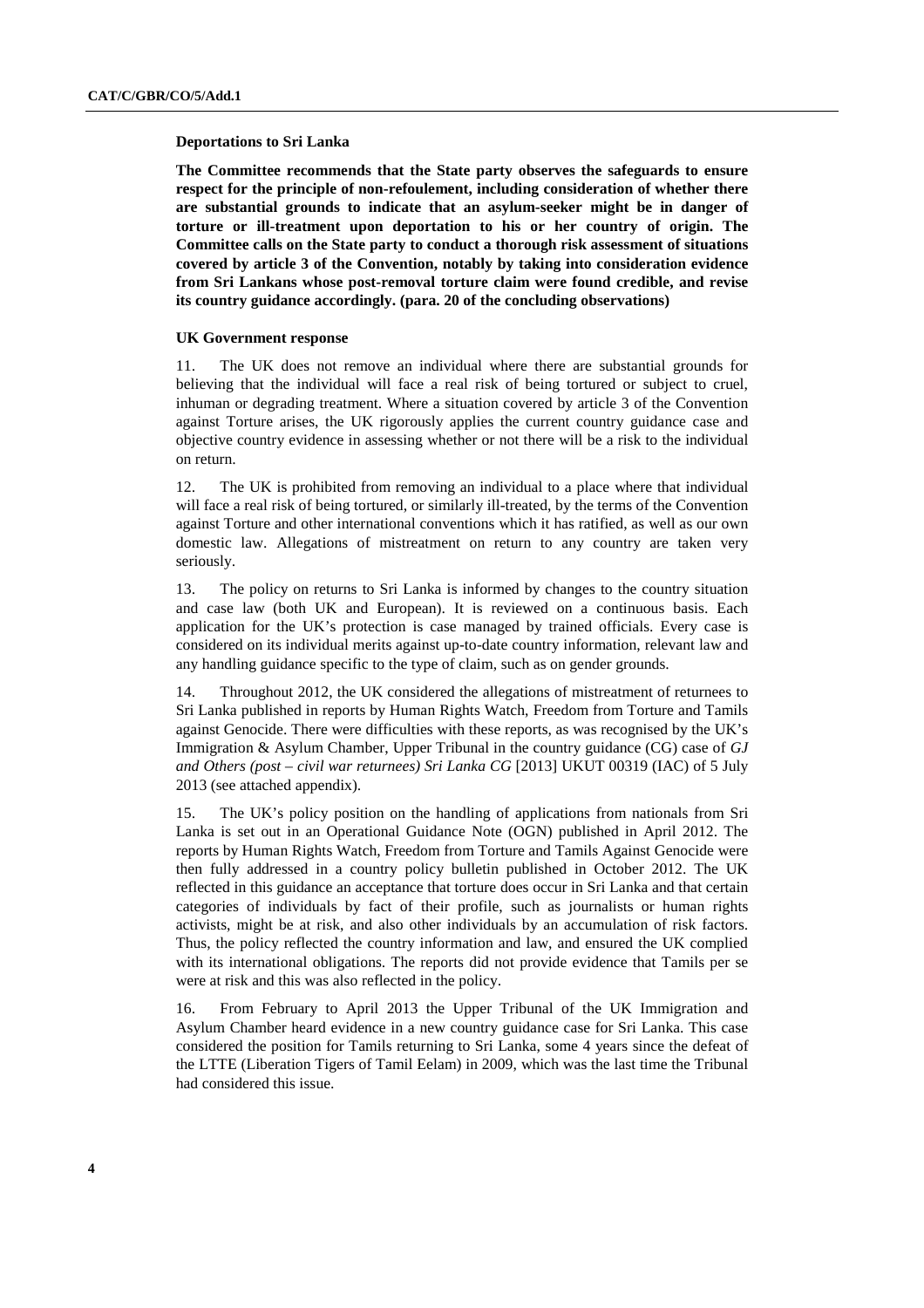**Deportations to Sri Lanka**

**The Committee recommends that the State party observes the safeguards to ensure respect for the principle of non-refoulement, including consideration of whether there are substantial grounds to indicate that an asylum-seeker might be in danger of torture or ill-treatment upon deportation to his or her country of origin. The Committee calls on the State party to conduct a thorough risk assessment of situations covered by article 3 of the Convention, notably by taking into consideration evidence from Sri Lankans whose post-removal torture claim were found credible, and revise its country guidance accordingly. (para. 20 of the concluding observations)**

**UK Government response**

11. The UK does not remove an individual where there are substantial grounds for believing that the individual will face a real risk of being tortured or subject to cruel, inhuman or degrading treatment. Where a situation covered by article 3 of the Convention against Torture arises, the UK rigorously applies the current country guidance case and objective country evidence in assessing whether or not there will be a risk to the individual on return.

12. The UK is prohibited from removing an individual to a place where that individual will face a real risk of being tortured, or similarly ill-treated, by the terms of the Convention against Torture and other international conventions which it has ratified, as well as our own domestic law. Allegations of mistreatment on return to any country are taken very seriously.

13. The policy on returns to Sri Lanka is informed by changes to the country situation and case law (both UK and European). It is reviewed on a continuous basis. Each application for the UK's protection is case managed by trained officials. Every case is considered on its individual merits against up-to-date country information, relevant law and any handling guidance specific to the type of claim, such as on gender grounds.

14. Throughout 2012, the UK considered the allegations of mistreatment of returnees to Sri Lanka published in reports by Human Rights Watch, Freedom from Torture and Tamils against Genocide. There were difficulties with these reports, as was recognised by the UK's Immigration & Asylum Chamber, Upper Tribunal in the country guidance (CG) case of *GJ and Others (post – civil war returnees) Sri Lanka CG* [2013] UKUT 00319 (IAC) of 5 July 2013 (see attached appendix).

15. The UK's policy position on the handling of applications from nationals from Sri Lanka is set out in an Operational Guidance Note (OGN) published in April 2012. The reports by Human Rights Watch, Freedom from Torture and Tamils Against Genocide were then fully addressed in a country policy bulletin published in October 2012. The UK reflected in this guidance an acceptance that torture does occur in Sri Lanka and that certain categories of individuals by fact of their profile, such as journalists or human rights activists, might be at risk, and also other individuals by an accumulation of risk factors. Thus, the policy reflected the country information and law, and ensured the UK complied with its international obligations. The reports did not provide evidence that Tamils per se were at risk and this was also reflected in the policy.

16. From February to April 2013 the Upper Tribunal of the UK Immigration and Asylum Chamber heard evidence in a new country guidance case for Sri Lanka. This case considered the position for Tamils returning to Sri Lanka, some 4 years since the defeat of the LTTE (Liberation Tigers of Tamil Eelam) in 2009, which was the last time the Tribunal had considered this issue.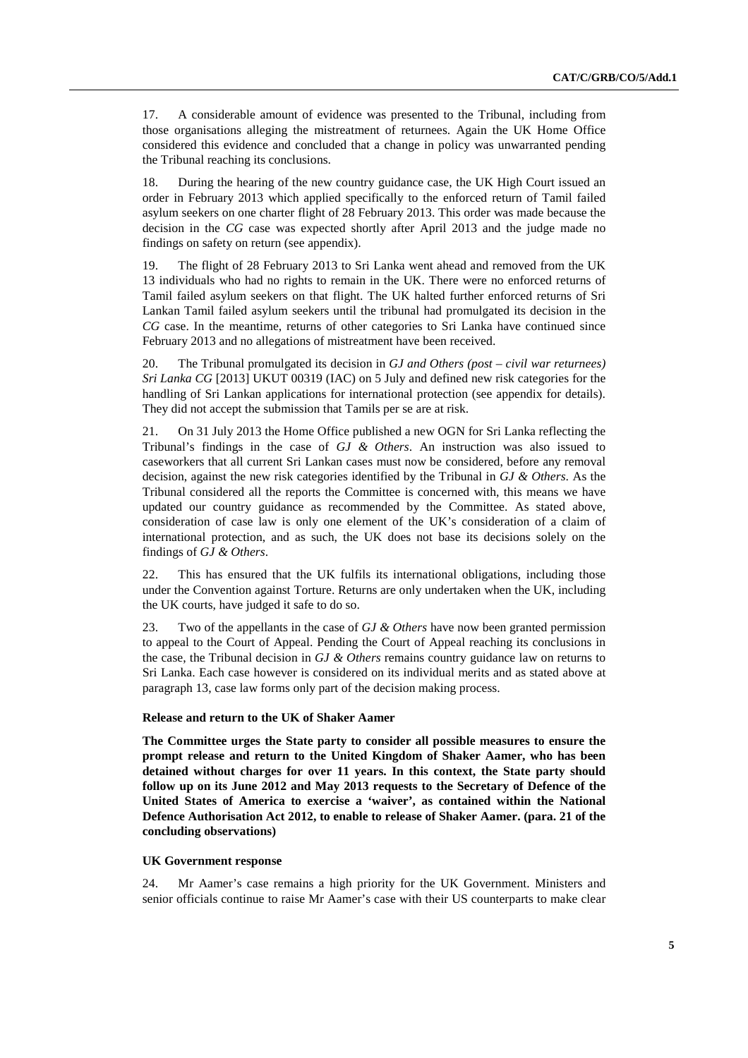17. A considerable amount of evidence was presented to the Tribunal, including from those organisations alleging the mistreatment of returnees. Again the UK Home Office considered this evidence and concluded that a change in policy was unwarranted pending the Tribunal reaching its conclusions.

18. During the hearing of the new country guidance case, the UK High Court issued an order in February 2013 which applied specifically to the enforced return of Tamil failed asylum seekers on one charter flight of 28 February 2013. This order was made because the decision in the *CG* case was expected shortly after April 2013 and the judge made no findings on safety on return (see appendix).

19. The flight of 28 February 2013 to Sri Lanka went ahead and removed from the UK 13 individuals who had no rights to remain in the UK. There were no enforced returns of Tamil failed asylum seekers on that flight. The UK halted further enforced returns of Sri Lankan Tamil failed asylum seekers until the tribunal had promulgated its decision in the *CG* case. In the meantime, returns of other categories to Sri Lanka have continued since February 2013 and no allegations of mistreatment have been received.

20. The Tribunal promulgated its decision in *GJ and Others (post – civil war returnees) Sri Lanka CG* [2013] UKUT 00319 (IAC) on 5 July and defined new risk categories for the handling of Sri Lankan applications for international protection (see appendix for details). They did not accept the submission that Tamils per se are at risk.

21. On 31 July 2013 the Home Office published a new OGN for Sri Lanka reflecting the Tribunal's findings in the case of *GJ & Others*. An instruction was also issued to caseworkers that all current Sri Lankan cases must now be considered, before any removal decision, against the new risk categories identified by the Tribunal in *GJ & Others*. As the Tribunal considered all the reports the Committee is concerned with, this means we have updated our country guidance as recommended by the Committee. As stated above, consideration of case law is only one element of the UK's consideration of a claim of international protection, and as such, the UK does not base its decisions solely on the findings of *GJ & Others*.

22. This has ensured that the UK fulfils its international obligations, including those under the Convention against Torture. Returns are only undertaken when the UK, including the UK courts, have judged it safe to do so.

23. Two of the appellants in the case of *GJ & Others* have now been granted permission to appeal to the Court of Appeal. Pending the Court of Appeal reaching its conclusions in the case, the Tribunal decision in *GJ & Others* remains country guidance law on returns to Sri Lanka. Each case however is considered on its individual merits and as stated above at paragraph 13, case law forms only part of the decision making process.

#### Release and return to the UK of Shaker Aamer

**The Committee urges the State party to consider all possible measures to ensure the prompt release and return to the United Kingdom of Shaker Aamer, who has been detained without charges for over 11 years. In this context, the State party should follow up on its June 2012 and May 2013 requests to the Secretary of Defence of the United States of America to exercise a 'waiver', as contained within the National Defence Authorisation Act 2012, to enable to release of Shaker Aamer. (para. 21 of the concluding observations)**

#### UK Government response

24. Mr Aamer's case remains a high priority for the UK Government. Ministers and senior officials continue to raise Mr Aamer's case with their US counterparts to make clear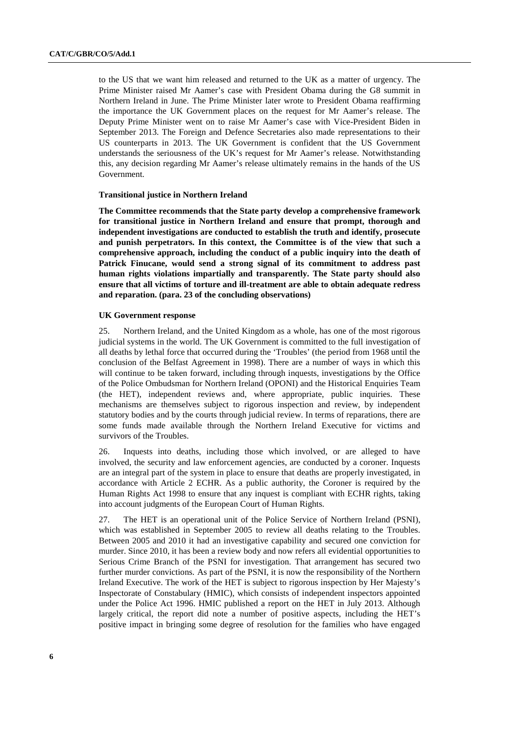to the US that we want him released and returned to the UK as a matter of urgency. The Prime Minister raised Mr Aamer's case with President Obama during the G8 summit in Northern Ireland in June. The Prime Minister later wrote to President Obama reaffirming the importance the UK Government places on the request for Mr Aamer's release. The Deputy Prime Minister went on to raise Mr Aamer's case with Vice-President Biden in September 2013. The Foreign and Defence Secretaries also made representations to their US counterparts in 2013. The UK Government is confident that the US Government understands the seriousness of the UK's request for Mr Aamer's release. Notwithstanding this, any decision regarding Mr Aamer's release ultimately remains in the hands of the US Government.

#### Transitional justice in Northern Ireland

**The Committee recommends that the State party develop a comprehensive framework for transitional justice in Northern Ireland and ensure that prompt, thorough and independent investigations are conducted to establish the truth and identify, prosecute and punish perpetrators. In this context, the Committee is of the view that such a comprehensive approach, including the conduct of a public inquiry into the death of Patrick Finucane, would send a strong signal of its commitment to address past human rights violations impartially and transparently. The State party should also ensure that all victims of torture and ill-treatment are able to obtain adequate redress and reparation. (para. 23 of the concluding observations)**

#### UK Government response

25. Northern Ireland, and the United Kingdom as a whole, has one of the most rigorous judicial systems in the world. The UK Government is committed to the full investigation of all deaths by lethal force that occurred during the 'Troubles' (the period from 1968 until the conclusion of the Belfast Agreement in 1998). There are a number of ways in which this will continue to be taken forward, including through inquests, investigations by the Office of the Police Ombudsman for Northern Ireland (OPONI) and the Historical Enquiries Team (the HET), independent reviews and, where appropriate, public inquiries. These mechanisms are themselves subject to rigorous inspection and review, by independent statutory bodies and by the courts through judicial review. In terms of reparations, there are some funds made available through the Northern Ireland Executive for victims and survivors of the Troubles.

26. Inquests into deaths, including those which involved, or are alleged to have involved, the security and law enforcement agencies, are conducted by a coroner. Inquests are an integral part of the system in place to ensure that deaths are properly investigated, in accordance with Article 2 ECHR. As a public authority, the Coroner is required by the Human Rights Act 1998 to ensure that any inquest is compliant with ECHR rights, taking into account judgments of the European Court of Human Rights.

27. The HET is an operational unit of the Police Service of Northern Ireland (PSNI), which was established in September 2005 to review all deaths relating to the Troubles. Between 2005 and 2010 it had an investigative capability and secured one conviction for murder. Since 2010, it has been a review body and now refers all evidential opportunities to Serious Crime Branch of the PSNI for investigation. That arrangement has secured two further murder convictions. As part of the PSNI, it is now the responsibility of the Northern Ireland Executive. The work of the HET is subject to rigorous inspection by Her Majesty's Inspectorate of Constabulary (HMIC), which consists of independent inspectors appointed under the Police Act 1996. HMIC published a report on the HET in July 2013. Although largely critical, the report did note a number of positive aspects, including the HET's positive impact in bringing some degree of resolution for the families who have engaged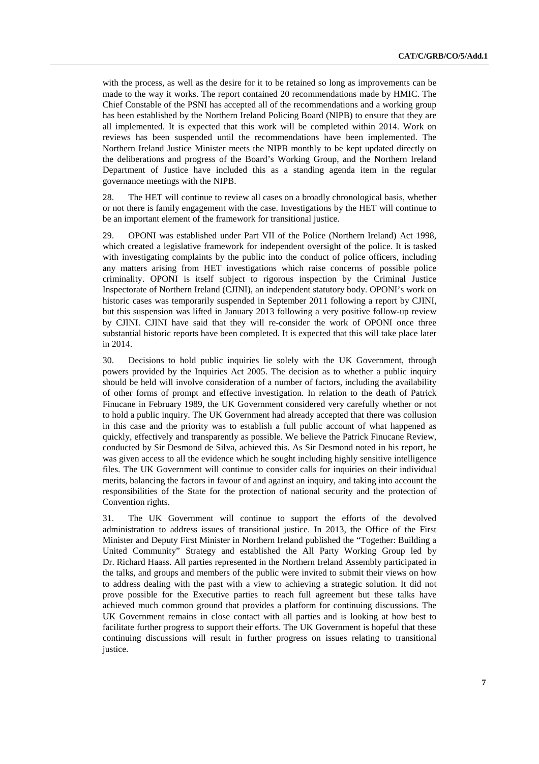with the process, as well as the desire for it to be retained so long as improvements can be made to the way it works. The report contained 20 recommendations made by HMIC. The Chief Constable of the PSNI has accepted all of the recommendations and a working group has been established by the Northern Ireland Policing Board (NIPB) to ensure that they are all implemented. It is expected that this work will be completed within 2014. Work on reviews has been suspended until the recommendations have been implemented. The Northern Ireland Justice Minister meets the NIPB monthly to be kept updated directly on the deliberations and progress of the Board's Working Group, and the Northern Ireland Department of Justice have included this as a standing agenda item in the regular governance meetings with the NIPB.

28. The HET will continue to review all cases on a broadly chronological basis, whether or not there is family engagement with the case. Investigations by the HET will continue to be an important element of the framework for transitional justice.

29. OPONI was established under Part VII of the Police (Northern Ireland) Act 1998, which created a legislative framework for independent oversight of the police. It is tasked with investigating complaints by the public into the conduct of police officers, including any matters arising from HET investigations which raise concerns of possible police criminality. OPONI is itself subject to rigorous inspection by the Criminal Justice Inspectorate of Northern Ireland (CJINI), an independent statutory body. OPONI's work on historic cases was temporarily suspended in September 2011 following a report by CJINI, but this suspension was lifted in January 2013 following a very positive follow-up review by CJINI. CJINI have said that they will re-consider the work of OPONI once three substantial historic reports have been completed. It is expected that this will take place later in 2014.

30. Decisions to hold public inquiries lie solely with the UK Government, through powers provided by the Inquiries Act 2005. The decision as to whether a public inquiry should be held will involve consideration of a number of factors, including the availability of other forms of prompt and effective investigation. In relation to the death of Patrick Finucane in February 1989, the UK Government considered very carefully whether or not to hold a public inquiry. The UK Government had already accepted that there was collusion in this case and the priority was to establish a full public account of what happened as quickly, effectively and transparently as possible. We believe the Patrick Finucane Review, conducted by Sir Desmond de Silva, achieved this. As Sir Desmond noted in his report, he was given access to all the evidence which he sought including highly sensitive intelligence files. The UK Government will continue to consider calls for inquiries on their individual merits, balancing the factors in favour of and against an inquiry, and taking into account the responsibilities of the State for the protection of national security and the protection of Convention rights.

31. The UK Government will continue to support the efforts of the devolved administration to address issues of transitional justice. In 2013, the Office of the First Minister and Deputy First Minister in Northern Ireland published the "Together: Building a United Community" Strategy and established the All Party Working Group led by Dr. Richard Haass. All parties represented in the Northern Ireland Assembly participated in the talks, and groups and members of the public were invited to submit their views on how to address dealing with the past with a view to achieving a strategic solution. It did not prove possible for the Executive parties to reach full agreement but these talks have achieved much common ground that provides a platform for continuing discussions. The UK Government remains in close contact with all parties and is looking at how best to facilitate further progress to support their efforts. The UK Government is hopeful that these continuing discussions will result in further progress on issues relating to transitional justice.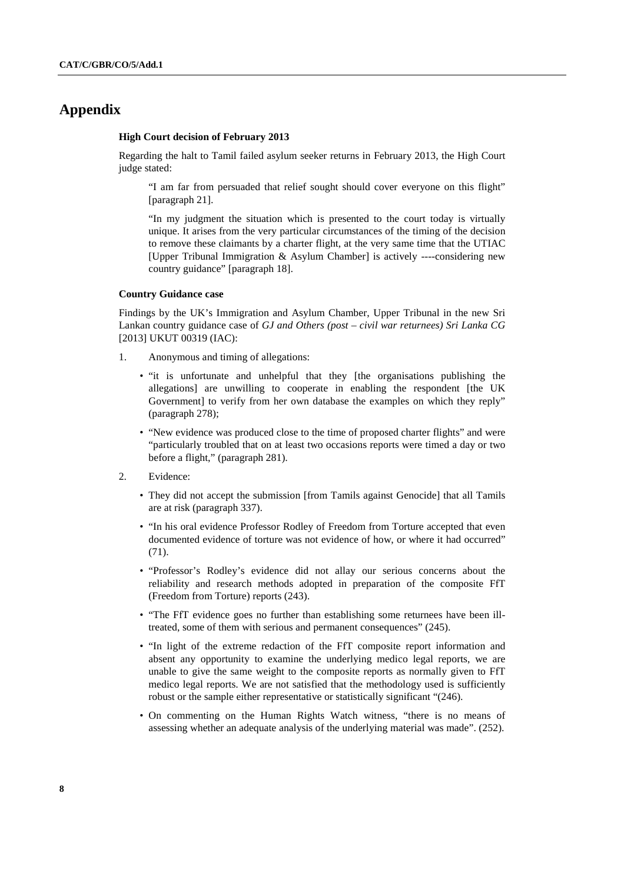# Appendix

### High Court decision of February 2013

Regarding the halt to Tamil failed asylum seeker returns in February 2013, the High Court judge stated:

> "I am far from persuaded that relief sought should cover everyone on this flight" [paragraph 21].
>
> "In my judgment the situation which is presented to the court today is virtually unique. It arises from the very particular circumstances of the timing of the decision to remove these claimants by a charter flight, at the very same time that the UTIAC [Upper Tribunal Immigration & Asylum Chamber] is actively ----considering new country guidance" [paragraph 18].

### Country Guidance case

Findings by the UK's Immigration and Asylum Chamber, Upper Tribunal in the new Sri Lankan country guidance case of *GJ and Others (post – civil war returnees) Sri Lanka CG* [2013] UKUT 00319 (IAC):

1. Anonymous and timing of allegations:
   - "it is unfortunate and unhelpful that they [the organisations publishing the allegations] are unwilling to cooperate in enabling the respondent [the UK Government] to verify from her own database the examples on which they reply" (paragraph 278);
   - "New evidence was produced close to the time of proposed charter flights" and were "particularly troubled that on at least two occasions reports were timed a day or two before a flight," (paragraph 281).
2. Evidence:
   - They did not accept the submission [from Tamils against Genocide] that all Tamils are at risk (paragraph 337).
   - "In his oral evidence Professor Rodley of Freedom from Torture accepted that even documented evidence of torture was not evidence of how, or where it had occurred" (71).
   - "Professor's Rodley's evidence did not allay our serious concerns about the reliability and research methods adopted in preparation of the composite FfT (Freedom from Torture) reports (243).
   - "The FfT evidence goes no further than establishing some returnees have been ill-treated, some of them with serious and permanent consequences" (245).
   - "In light of the extreme redaction of the FfT composite report information and absent any opportunity to examine the underlying medico legal reports, we are unable to give the same weight to the composite reports as normally given to FfT medico legal reports. We are not satisfied that the methodology used is sufficiently robust or the sample either representative or statistically significant "(246).
   - On commenting on the Human Rights Watch witness, "there is no means of assessing whether an adequate analysis of the underlying material was made". (252).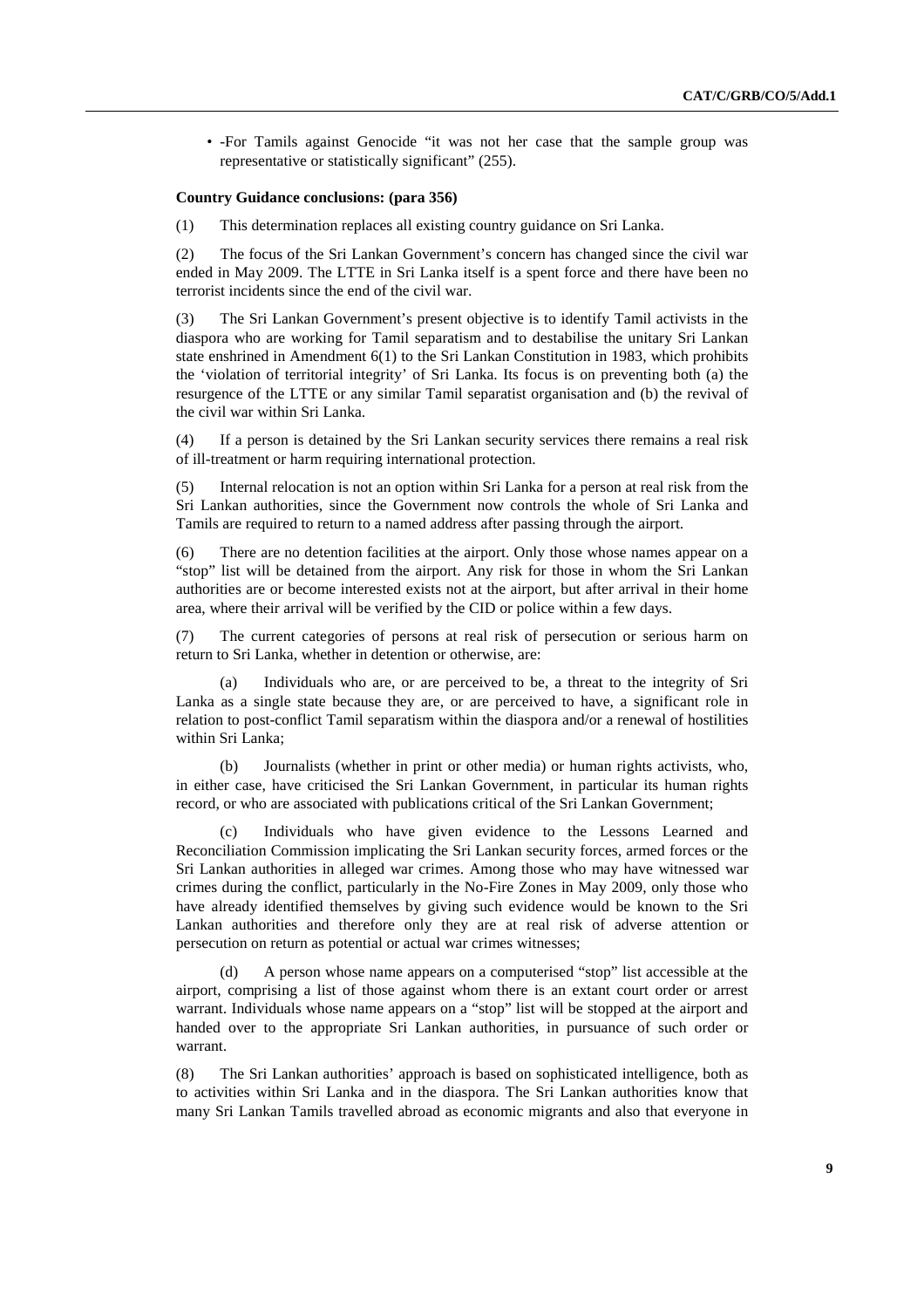- -For Tamils against Genocide "it was not her case that the sample group was representative or statistically significant" (255).

**Country Guidance conclusions: (para 356)**

(1) This determination replaces all existing country guidance on Sri Lanka.

(2) The focus of the Sri Lankan Government's concern has changed since the civil war ended in May 2009. The LTTE in Sri Lanka itself is a spent force and there have been no terrorist incidents since the end of the civil war.

(3) The Sri Lankan Government's present objective is to identify Tamil activists in the diaspora who are working for Tamil separatism and to destabilise the unitary Sri Lankan state enshrined in Amendment 6(1) to the Sri Lankan Constitution in 1983, which prohibits the 'violation of territorial integrity' of Sri Lanka. Its focus is on preventing both (a) the resurgence of the LTTE or any similar Tamil separatist organisation and (b) the revival of the civil war within Sri Lanka.

(4) If a person is detained by the Sri Lankan security services there remains a real risk of ill-treatment or harm requiring international protection.

(5) Internal relocation is not an option within Sri Lanka for a person at real risk from the Sri Lankan authorities, since the Government now controls the whole of Sri Lanka and Tamils are required to return to a named address after passing through the airport.

(6) There are no detention facilities at the airport. Only those whose names appear on a "stop" list will be detained from the airport. Any risk for those in whom the Sri Lankan authorities are or become interested exists not at the airport, but after arrival in their home area, where their arrival will be verified by the CID or police within a few days.

(7) The current categories of persons at real risk of persecution or serious harm on return to Sri Lanka, whether in detention or otherwise, are:

(a) Individuals who are, or are perceived to be, a threat to the integrity of Sri Lanka as a single state because they are, or are perceived to have, a significant role in relation to post-conflict Tamil separatism within the diaspora and/or a renewal of hostilities within Sri Lanka;

(b) Journalists (whether in print or other media) or human rights activists, who, in either case, have criticised the Sri Lankan Government, in particular its human rights record, or who are associated with publications critical of the Sri Lankan Government;

(c) Individuals who have given evidence to the Lessons Learned and Reconciliation Commission implicating the Sri Lankan security forces, armed forces or the Sri Lankan authorities in alleged war crimes. Among those who may have witnessed war crimes during the conflict, particularly in the No-Fire Zones in May 2009, only those who have already identified themselves by giving such evidence would be known to the Sri Lankan authorities and therefore only they are at real risk of adverse attention or persecution on return as potential or actual war crimes witnesses;

(d) A person whose name appears on a computerised "stop" list accessible at the airport, comprising a list of those against whom there is an extant court order or arrest warrant. Individuals whose name appears on a "stop" list will be stopped at the airport and handed over to the appropriate Sri Lankan authorities, in pursuance of such order or warrant.

(8) The Sri Lankan authorities' approach is based on sophisticated intelligence, both as to activities within Sri Lanka and in the diaspora. The Sri Lankan authorities know that many Sri Lankan Tamils travelled abroad as economic migrants and also that everyone in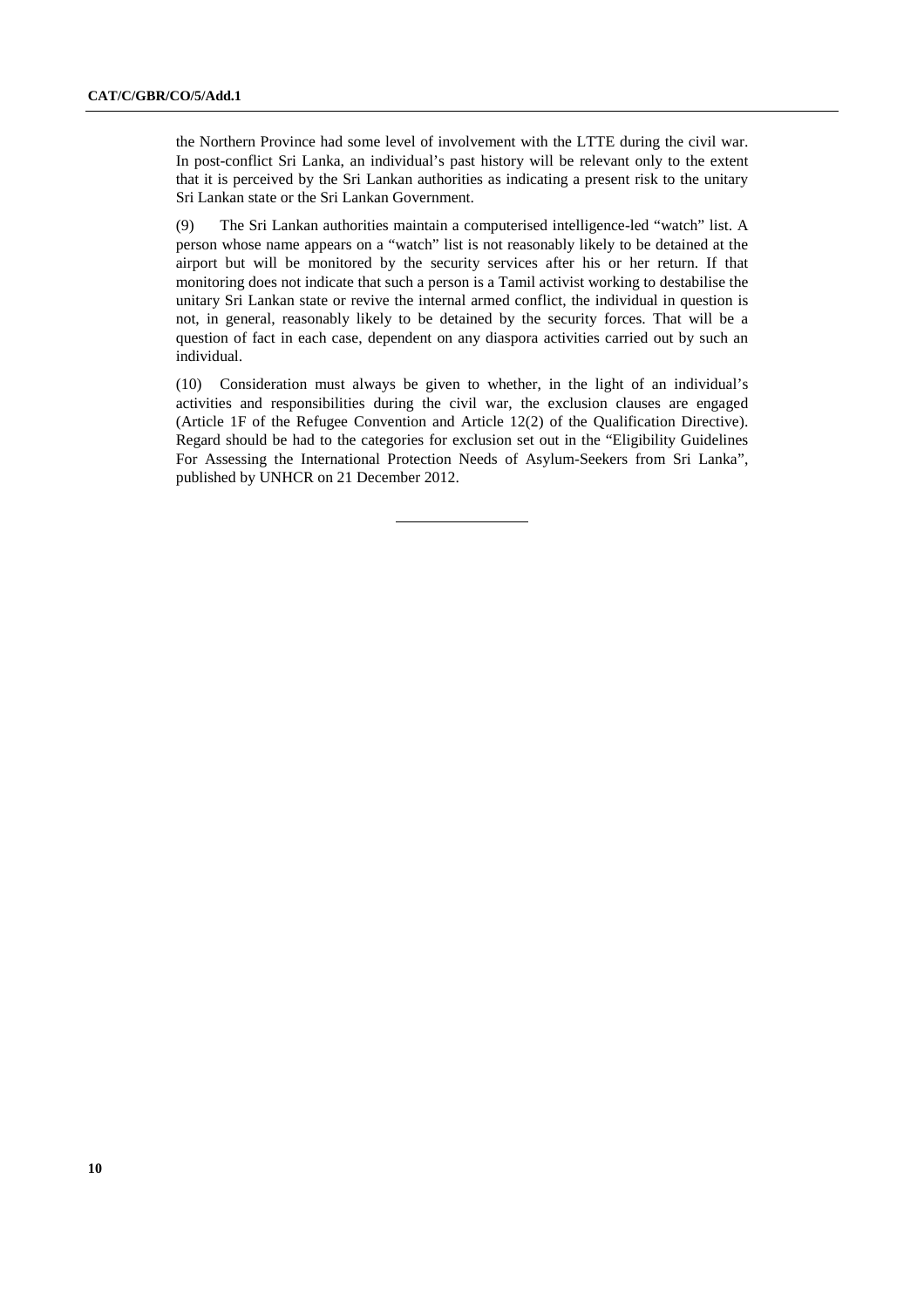the Northern Province had some level of involvement with the LTTE during the civil war. In post-conflict Sri Lanka, an individual's past history will be relevant only to the extent that it is perceived by the Sri Lankan authorities as indicating a present risk to the unitary Sri Lankan state or the Sri Lankan Government.

(9) The Sri Lankan authorities maintain a computerised intelligence-led "watch" list. A person whose name appears on a "watch" list is not reasonably likely to be detained at the airport but will be monitored by the security services after his or her return. If that monitoring does not indicate that such a person is a Tamil activist working to destabilise the unitary Sri Lankan state or revive the internal armed conflict, the individual in question is not, in general, reasonably likely to be detained by the security forces. That will be a question of fact in each case, dependent on any diaspora activities carried out by such an individual.

(10) Consideration must always be given to whether, in the light of an individual's activities and responsibilities during the civil war, the exclusion clauses are engaged (Article 1F of the Refugee Convention and Article 12(2) of the Qualification Directive). Regard should be had to the categories for exclusion set out in the "Eligibility Guidelines For Assessing the International Protection Needs of Asylum-Seekers from Sri Lanka", published by UNHCR on 21 December 2012.